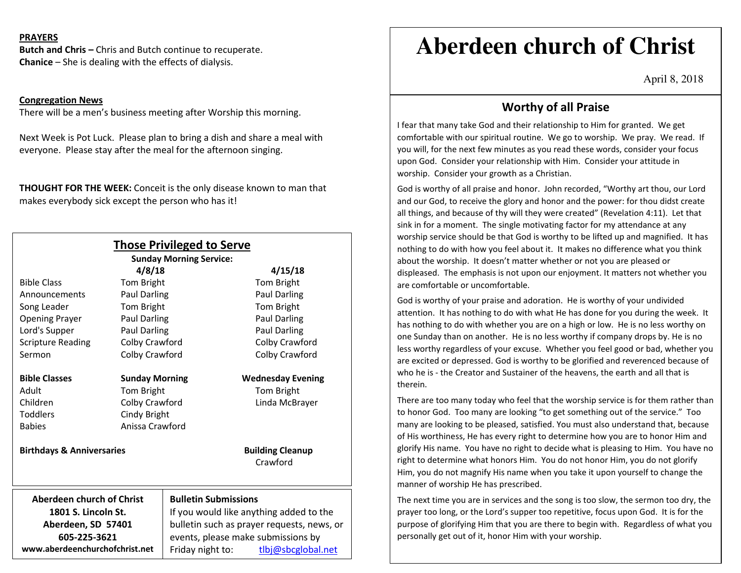**PRAYERS**

**Butch and Chris –** Chris and Butch continue to recuperate.
**Chanice** – She is dealing with the effects of dialysis.

**Congregation News**

There will be a men's business meeting after Worship this morning.

Next Week is Pot Luck. Please plan to bring a dish and share a meal with everyone. Please stay after the meal for the afternoon singing.

**THOUGHT FOR THE WEEK:** Conceit is the only disease known to man that makes everybody sick except the person who has it!

## Those Privileged to Serve

**Sunday Morning Service:**

| | **4/8/18** | **4/15/18** |
|---|---|---|
| Bible Class | Tom Bright | Tom Bright |
| Announcements | Paul Darling | Paul Darling |
| Song Leader | Tom Bright | Tom Bright |
| Opening Prayer | Paul Darling | Paul Darling |
| Lord's Supper | Paul Darling | Paul Darling |
| Scripture Reading | Colby Crawford | Colby Crawford |
| Sermon | Colby Crawford | Colby Crawford |

| **Bible Classes** | **Sunday Morning** | **Wednesday Evening** |
|---|---|---|
| Adult | Tom Bright | Tom Bright |
| Children | Colby Crawford | Linda McBrayer |
| Toddlers | Cindy Bright | |
| Babies | Anissa Crawford | |

**Birthdays & Anniversaries**

**Building Cleanup**
Crawford

**Aberdeen church of Christ**
**1801 S. Lincoln St.**
**Aberdeen, SD 57401**
**605-225-3621**
**www.aberdeenchurchofchrist.net**

**Bulletin Submissions**
If you would like anything added to the bulletin such as prayer requests, news, or events, please make submissions by Friday night to: tlbj@sbcglobal.net

# Aberdeen church of Christ

April 8, 2018

## Worthy of all Praise

I fear that many take God and their relationship to Him for granted. We get comfortable with our spiritual routine. We go to worship. We pray. We read. If you will, for the next few minutes as you read these words, consider your focus upon God. Consider your relationship with Him. Consider your attitude in worship. Consider your growth as a Christian.

God is worthy of all praise and honor. John recorded, "Worthy art thou, our Lord and our God, to receive the glory and honor and the power: for thou didst create all things, and because of thy will they were created" (Revelation 4:11). Let that sink in for a moment. The single motivating factor for my attendance at any worship service should be that God is worthy to be lifted up and magnified. It has nothing to do with how you feel about it. It makes no difference what you think about the worship. It doesn't matter whether or not you are pleased or displeased. The emphasis is not upon our enjoyment. It matters not whether you are comfortable or uncomfortable.

God is worthy of your praise and adoration. He is worthy of your undivided attention. It has nothing to do with what He has done for you during the week. It has nothing to do with whether you are on a high or low. He is no less worthy on one Sunday than on another. He is no less worthy if company drops by. He is no less worthy regardless of your excuse. Whether you feel good or bad, whether you are excited or depressed. God is worthy to be glorified and reverenced because of who he is - the Creator and Sustainer of the heavens, the earth and all that is therein.

There are too many today who feel that the worship service is for them rather than to honor God. Too many are looking "to get something out of the service." Too many are looking to be pleased, satisfied. You must also understand that, because of His worthiness, He has every right to determine how you are to honor Him and glorify His name. You have no right to decide what is pleasing to Him. You have no right to determine what honors Him. You do not honor Him, you do not glorify Him, you do not magnify His name when you take it upon yourself to change the manner of worship He has prescribed.

The next time you are in services and the song is too slow, the sermon too dry, the prayer too long, or the Lord's supper too repetitive, focus upon God. It is for the purpose of glorifying Him that you are there to begin with. Regardless of what you personally get out of it, honor Him with your worship.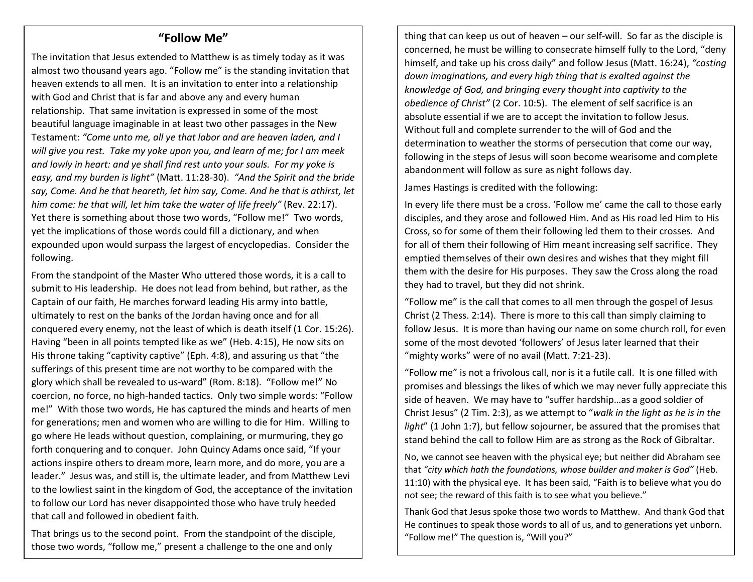## "Follow Me"

The invitation that Jesus extended to Matthew is as timely today as it was almost two thousand years ago. "Follow me" is the standing invitation that heaven extends to all men. It is an invitation to enter into a relationship with God and Christ that is far and above any and every human relationship. That same invitation is expressed in some of the most beautiful language imaginable in at least two other passages in the New Testament: *"Come unto me, all ye that labor and are heaven laden, and I will give you rest. Take my yoke upon you, and learn of me; for I am meek and lowly in heart: and ye shall find rest unto your souls. For my yoke is easy, and my burden is light"* (Matt. 11:28-30). *"And the Spirit and the bride say, Come. And he that heareth, let him say, Come. And he that is athirst, let him come: he that will, let him take the water of life freely"* (Rev. 22:17). Yet there is something about those two words, "Follow me!" Two words, yet the implications of those words could fill a dictionary, and when expounded upon would surpass the largest of encyclopedias. Consider the following.

From the standpoint of the Master Who uttered those words, it is a call to submit to His leadership. He does not lead from behind, but rather, as the Captain of our faith, He marches forward leading His army into battle, ultimately to rest on the banks of the Jordan having once and for all conquered every enemy, not the least of which is death itself (1 Cor. 15:26). Having "been in all points tempted like as we" (Heb. 4:15), He now sits on His throne taking "captivity captive" (Eph. 4:8), and assuring us that "the sufferings of this present time are not worthy to be compared with the glory which shall be revealed to us-ward" (Rom. 8:18). "Follow me!" No coercion, no force, no high-handed tactics. Only two simple words: "Follow me!" With those two words, He has captured the minds and hearts of men for generations; men and women who are willing to die for Him. Willing to go where He leads without question, complaining, or murmuring, they go forth conquering and to conquer. John Quincy Adams once said, "If your actions inspire others to dream more, learn more, and do more, you are a leader." Jesus was, and still is, the ultimate leader, and from Matthew Levi to the lowliest saint in the kingdom of God, the acceptance of the invitation to follow our Lord has never disappointed those who have truly heeded that call and followed in obedient faith.

That brings us to the second point. From the standpoint of the disciple, those two words, "follow me," present a challenge to the one and only thing that can keep us out of heaven – our self-will. So far as the disciple is concerned, he must be willing to consecrate himself fully to the Lord, "deny himself, and take up his cross daily" and follow Jesus (Matt. 16:24), *"casting down imaginations, and every high thing that is exalted against the knowledge of God, and bringing every thought into captivity to the obedience of Christ"* (2 Cor. 10:5). The element of self sacrifice is an absolute essential if we are to accept the invitation to follow Jesus. Without full and complete surrender to the will of God and the determination to weather the storms of persecution that come our way, following in the steps of Jesus will soon become wearisome and complete abandonment will follow as sure as night follows day.

James Hastings is credited with the following:

In every life there must be a cross. 'Follow me' came the call to those early disciples, and they arose and followed Him. And as His road led Him to His Cross, so for some of them their following led them to their crosses. And for all of them their following of Him meant increasing self sacrifice. They emptied themselves of their own desires and wishes that they might fill them with the desire for His purposes. They saw the Cross along the road they had to travel, but they did not shrink.

"Follow me" is the call that comes to all men through the gospel of Jesus Christ (2 Thess. 2:14). There is more to this call than simply claiming to follow Jesus. It is more than having our name on some church roll, for even some of the most devoted 'followers' of Jesus later learned that their "mighty works" were of no avail (Matt. 7:21-23).

"Follow me" is not a frivolous call, nor is it a futile call. It is one filled with promises and blessings the likes of which we may never fully appreciate this side of heaven. We may have to "suffer hardship…as a good soldier of Christ Jesus" (2 Tim. 2:3), as we attempt to "*walk in the light as he is in the light*" (1 John 1:7), but fellow sojourner, be assured that the promises that stand behind the call to follow Him are as strong as the Rock of Gibraltar.

No, we cannot see heaven with the physical eye; but neither did Abraham see that *"city which hath the foundations, whose builder and maker is God"* (Heb. 11:10) with the physical eye. It has been said, "Faith is to believe what you do not see; the reward of this faith is to see what you believe."

Thank God that Jesus spoke those two words to Matthew. And thank God that He continues to speak those words to all of us, and to generations yet unborn. "Follow me!" The question is, "Will you?"